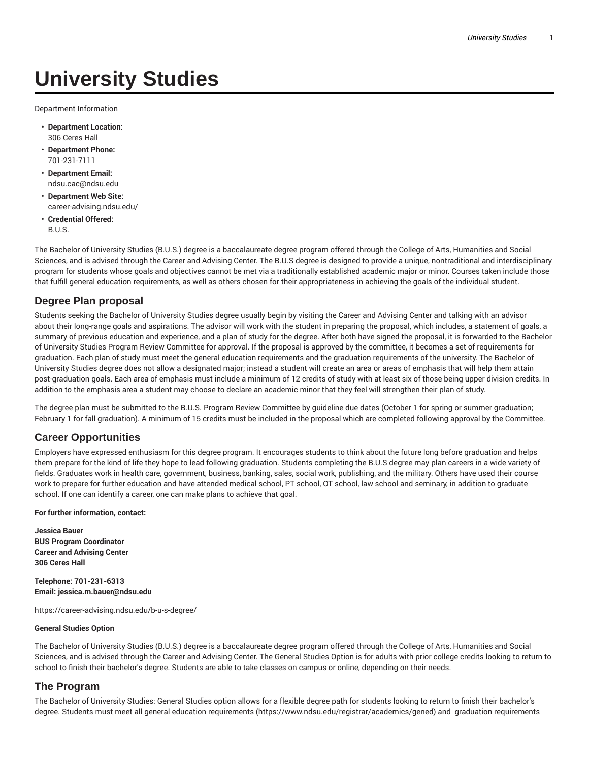# University Studies

Department Information

- **Department Location:** 306 Ceres Hall
- **Department Phone:** 701-231-7111
- **Department Email:** ndsu.cac@ndsu.edu
- **Department Web Site:** career-advising.ndsu.edu/
- **Credential Offered:** B.U.S.

The Bachelor of University Studies (B.U.S.) degree is a baccalaureate degree program offered through the College of Arts, Humanities and Social Sciences, and is advised through the Career and Advising Center. The B.U.S degree is designed to provide a unique, nontraditional and interdisciplinary program for students whose goals and objectives cannot be met via a traditionally established academic major or minor. Courses taken include those that fulfill general education requirements, as well as others chosen for their appropriateness in achieving the goals of the individual student.

## Degree Plan proposal

Students seeking the Bachelor of University Studies degree usually begin by visiting the Career and Advising Center and talking with an advisor about their long-range goals and aspirations. The advisor will work with the student in preparing the proposal, which includes, a statement of goals, a summary of previous education and experience, and a plan of study for the degree. After both have signed the proposal, it is forwarded to the Bachelor of University Studies Program Review Committee for approval. If the proposal is approved by the committee, it becomes a set of requirements for graduation. Each plan of study must meet the general education requirements and the graduation requirements of the university. The Bachelor of University Studies degree does not allow a designated major; instead a student will create an area or areas of emphasis that will help them attain post-graduation goals. Each area of emphasis must include a minimum of 12 credits of study with at least six of those being upper division credits. In addition to the emphasis area a student may choose to declare an academic minor that they feel will strengthen their plan of study.

The degree plan must be submitted to the B.U.S. Program Review Committee by guideline due dates (October 1 for spring or summer graduation; February 1 for fall graduation). A minimum of 15 credits must be included in the proposal which are completed following approval by the Committee.

## Career Opportunities

Employers have expressed enthusiasm for this degree program. It encourages students to think about the future long before graduation and helps them prepare for the kind of life they hope to lead following graduation. Students completing the B.U.S degree may plan careers in a wide variety of fields. Graduates work in health care, government, business, banking, sales, social work, publishing, and the military. Others have used their course work to prepare for further education and have attended medical school, PT school, OT school, law school and seminary, in addition to graduate school. If one can identify a career, one can make plans to achieve that goal.

**For further information, contact:**

**Jessica Bauer**
**BUS Program Coordinator**
**Career and Advising Center**
**306 Ceres Hall**

**Telephone: 701-231-6313**
**Email: jessica.m.bauer@ndsu.edu**

https://career-advising.ndsu.edu/b-u-s-degree/

**General Studies Option**

The Bachelor of University Studies (B.U.S.) degree is a baccalaureate degree program offered through the College of Arts, Humanities and Social Sciences, and is advised through the Career and Advising Center. The General Studies Option is for adults with prior college credits looking to return to school to finish their bachelor's degree. Students are able to take classes on campus or online, depending on their needs.

## The Program

The Bachelor of University Studies: General Studies option allows for a flexible degree path for students looking to return to finish their bachelor's degree. Students must meet all general education requirements (https://www.ndsu.edu/registrar/academics/gened) and graduation requirements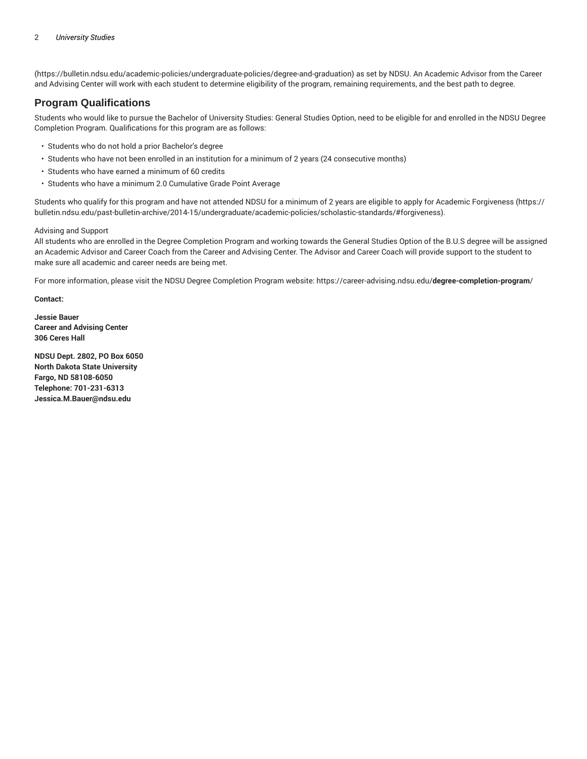(https://bulletin.ndsu.edu/academic-policies/undergraduate-policies/degree-and-graduation) as set by NDSU. An Academic Advisor from the Career and Advising Center will work with each student to determine eligibility of the program, remaining requirements, and the best path to degree.

## Program Qualifications

Students who would like to pursue the Bachelor of University Studies: General Studies Option, need to be eligible for and enrolled in the NDSU Degree Completion Program. Qualifications for this program are as follows:

- Students who do not hold a prior Bachelor's degree
- Students who have not been enrolled in an institution for a minimum of 2 years (24 consecutive months)
- Students who have earned a minimum of 60 credits
- Students who have a minimum 2.0 Cumulative Grade Point Average

Students who qualify for this program and have not attended NDSU for a minimum of 2 years are eligible to apply for Academic Forgiveness (https://bulletin.ndsu.edu/past-bulletin-archive/2014-15/undergraduate/academic-policies/scholastic-standards/#forgiveness).

Advising and Support
All students who are enrolled in the Degree Completion Program and working towards the General Studies Option of the B.U.S degree will be assigned an Academic Advisor and Career Coach from the Career and Advising Center. The Advisor and Career Coach will provide support to the student to make sure all academic and career needs are being met.

For more information, please visit the NDSU Degree Completion Program website: https://career-advising.ndsu.edu/**degree-completion-program**/

**Contact:**

**Jessie Bauer**
**Career and Advising Center**
**306 Ceres Hall**

**NDSU Dept. 2802, PO Box 6050**
**North Dakota State University**
**Fargo, ND 58108-6050**
**Telephone: 701-231-6313**
**Jessica.M.Bauer@ndsu.edu**